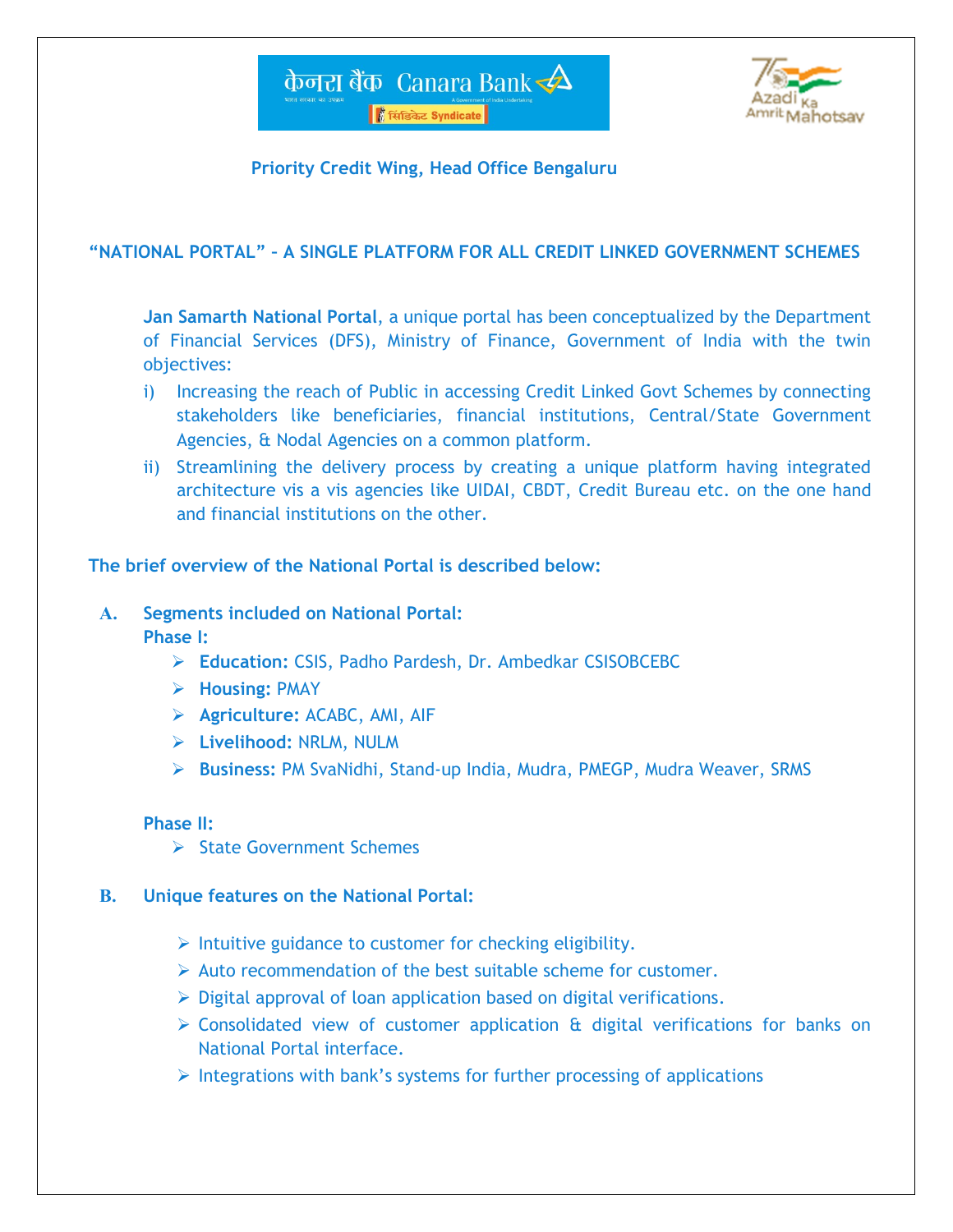Priority Credit Wing, Head Office Bengaluru

## "NATIONAL PORTAL" – A SINGLE PLATFORM FOR ALL CREDIT LINKED GOVERNMENT SCHEMES

**Jan Samarth National Portal**, a unique portal has been conceptualized by the Department of Financial Services (DFS), Ministry of Finance, Government of India with the twin objectives:

i) Increasing the reach of Public in accessing Credit Linked Govt Schemes by connecting stakeholders like beneficiaries, financial institutions, Central/State Government Agencies, & Nodal Agencies on a common platform.

ii) Streamlining the delivery process by creating a unique platform having integrated architecture vis a vis agencies like UIDAI, CBDT, Credit Bureau etc. on the one hand and financial institutions on the other.

**The brief overview of the National Portal is described below:**

### A. Segments included on National Portal:

**Phase I:**

- **Education:** CSIS, Padho Pardesh, Dr. Ambedkar CSISOBCEBC
- **Housing:** PMAY
- **Agriculture:** ACABC, AMI, AIF
- **Livelihood:** NRLM, NULM
- **Business:** PM SvaNidhi, Stand-up India, Mudra, PMEGP, Mudra Weaver, SRMS

**Phase II:**

- State Government Schemes

### B. Unique features on the National Portal:

- Intuitive guidance to customer for checking eligibility.
- Auto recommendation of the best suitable scheme for customer.
- Digital approval of loan application based on digital verifications.
- Consolidated view of customer application & digital verifications for banks on National Portal interface.
- Integrations with bank's systems for further processing of applications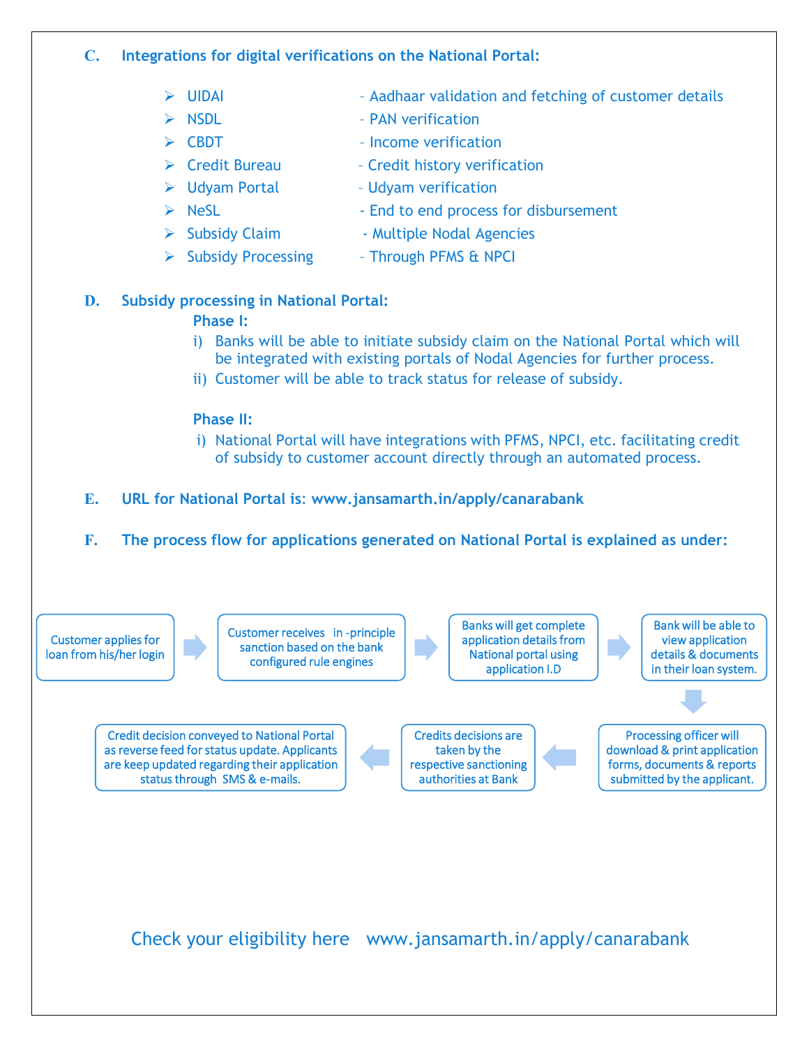**C. Integrations for digital verifications on the National Portal:**

- UIDAI – Aadhaar validation and fetching of customer details
- NSDL – PAN verification
- CBDT – Income verification
- Credit Bureau - Credit history verification
- Udyam Portal - Udyam verification
- NeSL - End to end process for disbursement
- Subsidy Claim - Multiple Nodal Agencies
- Subsidy Processing – Through PFMS & NPCI

**D. Subsidy processing in National Portal:**

**Phase I:**

i) Banks will be able to initiate subsidy claim on the National Portal which will be integrated with existing portals of Nodal Agencies for further process.

ii) Customer will be able to track status for release of subsidy.

**Phase II:**

i) National Portal will have integrations with PFMS, NPCI, etc. facilitating credit of subsidy to customer account directly through an automated process.

**E. URL for National Portal is: www.jansamarth.in/apply/canarabank**

**F. The process flow for applications generated on National Portal is explained as under:**

Customer applies for loan from his/her login

Customer receives in -principle sanction based on the bank configured rule engines

Banks will get complete application details from National portal using application I.D

Bank will be able to view application details & documents in their loan system.

Processing officer will download & print application forms, documents & reports submitted by the applicant.

Credits decisions are taken by the respective sanctioning authorities at Bank

Credit decision conveyed to National Portal as reverse feed for status update. Applicants are keep updated regarding their application status through SMS & e-mails.

Check your eligibility here www.jansamarth.in/apply/canarabank